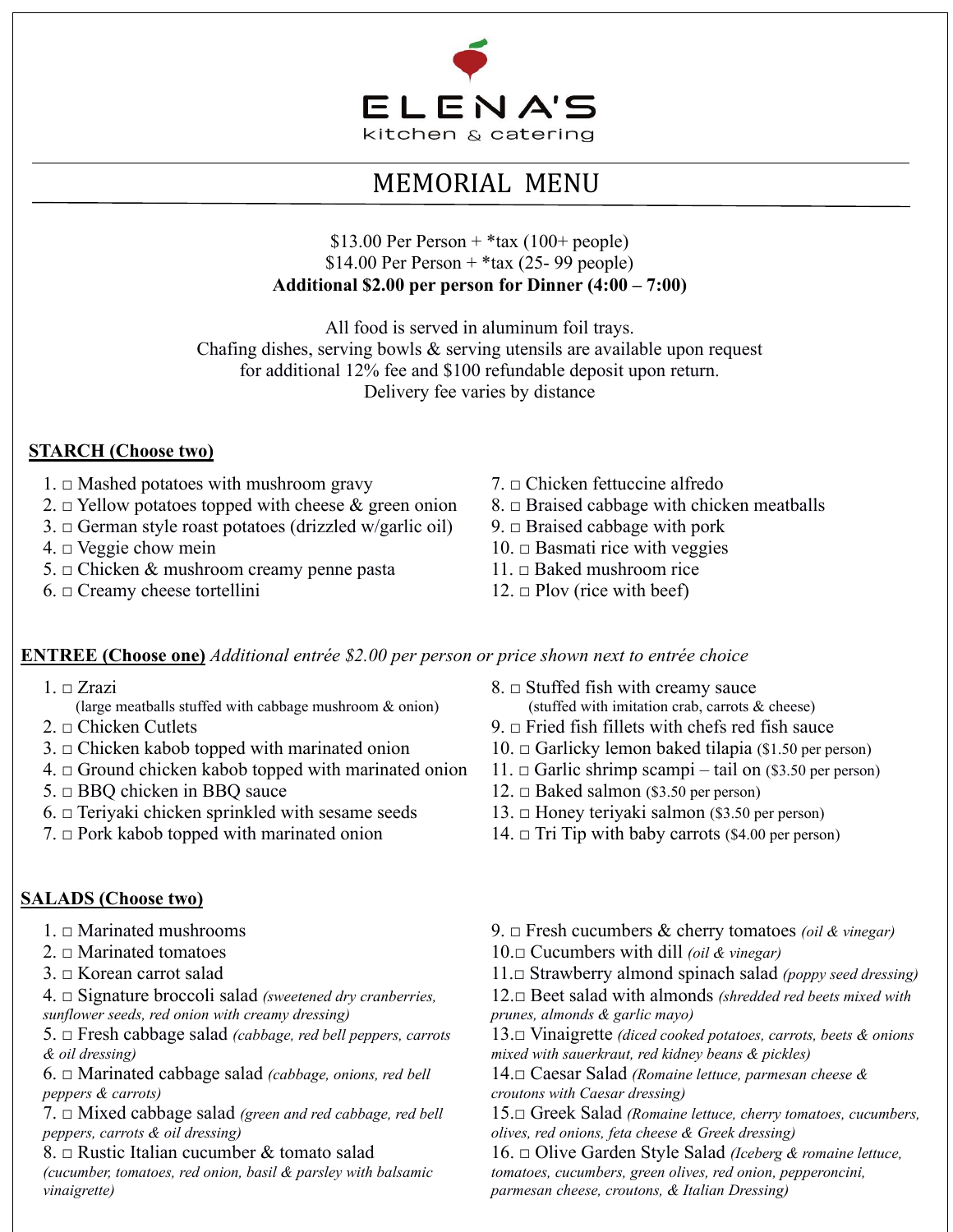ELENA'S
kitchen & catering

# MEMORIAL MENU

$13.00 Per Person + *tax (100+ people)
$14.00 Per Person + *tax (25- 99 people)
**Additional $2.00 per person for Dinner (4:00 – 7:00)**

All food is served in aluminum foil trays.
Chafing dishes, serving bowls & serving utensils are available upon request
for additional 12% fee and $100 refundable deposit upon return.
Delivery fee varies by distance

## STARCH (Choose two)

1. □ Mashed potatoes with mushroom gravy
2. □ Yellow potatoes topped with cheese & green onion
3. □ German style roast potatoes (drizzled w/garlic oil)
4. □ Veggie chow mein
5. □ Chicken & mushroom creamy penne pasta
6. □ Creamy cheese tortellini
7. □ Chicken fettuccine alfredo
8. □ Braised cabbage with chicken meatballs
9. □ Braised cabbage with pork
10. □ Basmati rice with veggies
11. □ Baked mushroom rice
12. □ Plov (rice with beef)

## ENTREE (Choose one) *Additional entrée $2.00 per person or price shown next to entrée choice*

1. □ Zrazi
   (large meatballs stuffed with cabbage mushroom & onion)
2. □ Chicken Cutlets
3. □ Chicken kabob topped with marinated onion
4. □ Ground chicken kabob topped with marinated onion
5. □ BBQ chicken in BBQ sauce
6. □ Teriyaki chicken sprinkled with sesame seeds
7. □ Pork kabob topped with marinated onion
8. □ Stuffed fish with creamy sauce
   (stuffed with imitation crab, carrots & cheese)
9. □ Fried fish fillets with chefs red fish sauce
10. □ Garlicky lemon baked tilapia ($1.50 per person)
11. □ Garlic shrimp scampi – tail on ($3.50 per person)
12. □ Baked salmon ($3.50 per person)
13. □ Honey teriyaki salmon ($3.50 per person)
14. □ Tri Tip with baby carrots ($4.00 per person)

## SALADS (Choose two)

1. □ Marinated mushrooms
2. □ Marinated tomatoes
3. □ Korean carrot salad
4. □ Signature broccoli salad *(sweetened dry cranberries, sunflower seeds, red onion with creamy dressing)*
5. □ Fresh cabbage salad *(cabbage, red bell peppers, carrots & oil dressing)*
6. □ Marinated cabbage salad *(cabbage, onions, red bell peppers & carrots)*
7. □ Mixed cabbage salad *(green and red cabbage, red bell peppers, carrots & oil dressing)*
8. □ Rustic Italian cucumber & tomato salad *(cucumber, tomatoes, red onion, basil & parsley with balsamic vinaigrette)*
9. □ Fresh cucumbers & cherry tomatoes *(oil & vinegar)*
10. □ Cucumbers with dill *(oil & vinegar)*
11. □ Strawberry almond spinach salad *(poppy seed dressing)*
12. □ Beet salad with almonds *(shredded red beets mixed with prunes, almonds & garlic mayo)*
13. □ Vinaigrette *(diced cooked potatoes, carrots, beets & onions mixed with sauerkraut, red kidney beans & pickles)*
14. □ Caesar Salad *(Romaine lettuce, parmesan cheese & croutons with Caesar dressing)*
15. □ Greek Salad *(Romaine lettuce, cherry tomatoes, cucumbers, olives, red onions, feta cheese & Greek dressing)*
16. □ Olive Garden Style Salad *(Iceberg & romaine lettuce, tomatoes, cucumbers, green olives, red onion, pepperoncini, parmesan cheese, croutons, & Italian Dressing)*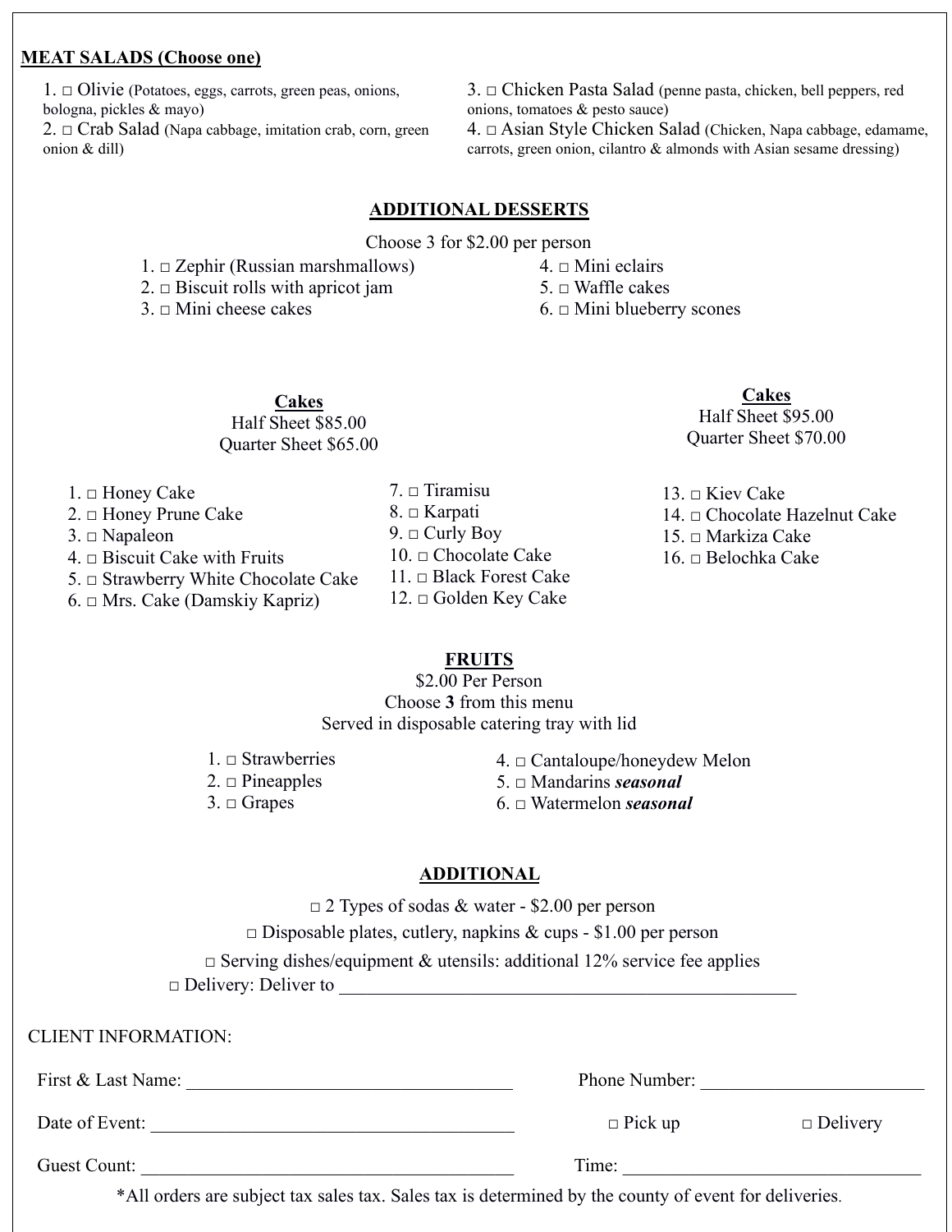## MEAT SALADS (Choose one)

1. □ Olivie (Potatoes, eggs, carrots, green peas, onions, bologna, pickles & mayo)
2. □ Crab Salad (Napa cabbage, imitation crab, corn, green onion & dill)
3. □ Chicken Pasta Salad (penne pasta, chicken, bell peppers, red onions, tomatoes & pesto sauce)
4. □ Asian Style Chicken Salad (Chicken, Napa cabbage, edamame, carrots, green onion, cilantro & almonds with Asian sesame dressing)

## ADDITIONAL DESSERTS

Choose 3 for $2.00 per person

1. □ Zephir (Russian marshmallows)
2. □ Biscuit rolls with apricot jam
3. □ Mini cheese cakes
4. □ Mini eclairs
5. □ Waffle cakes
6. □ Mini blueberry scones

## Cakes

Half Sheet $85.00
Quarter Sheet $65.00

1. □ Honey Cake
2. □ Honey Prune Cake
3. □ Napaleon
4. □ Biscuit Cake with Fruits
5. □ Strawberry White Chocolate Cake
6. □ Mrs. Cake (Damskiy Kapriz)
7. □ Tiramisu
8. □ Karpati
9. □ Curly Boy
10. □ Chocolate Cake
11. □ Black Forest Cake
12. □ Golden Key Cake

## Cakes

Half Sheet $95.00
Quarter Sheet $70.00

13. □ Kiev Cake
14. □ Chocolate Hazelnut Cake
15. □ Markiza Cake
16. □ Belochka Cake

## FRUITS

$2.00 Per Person
Choose **3** from this menu
Served in disposable catering tray with lid

1. □ Strawberries
2. □ Pineapples
3. □ Grapes
4. □ Cantaloupe/honeydew Melon
5. □ Mandarins ***seasonal***
6. □ Watermelon ***seasonal***

## ADDITIONAL

□ 2 Types of sodas & water - $2.00 per person

□ Disposable plates, cutlery, napkins & cups - $1.00 per person

□ Serving dishes/equipment & utensils: additional 12% service fee applies

□ Delivery: Deliver to ____________________________________________

CLIENT INFORMATION:

First & Last Name: ______________________________ Phone Number: ______________________

Date of Event: ______________________________ □ Pick up □ Delivery

Guest Count: ______________________________ Time: ______________________________

*All orders are subject tax sales tax. Sales tax is determined by the county of event for deliveries.